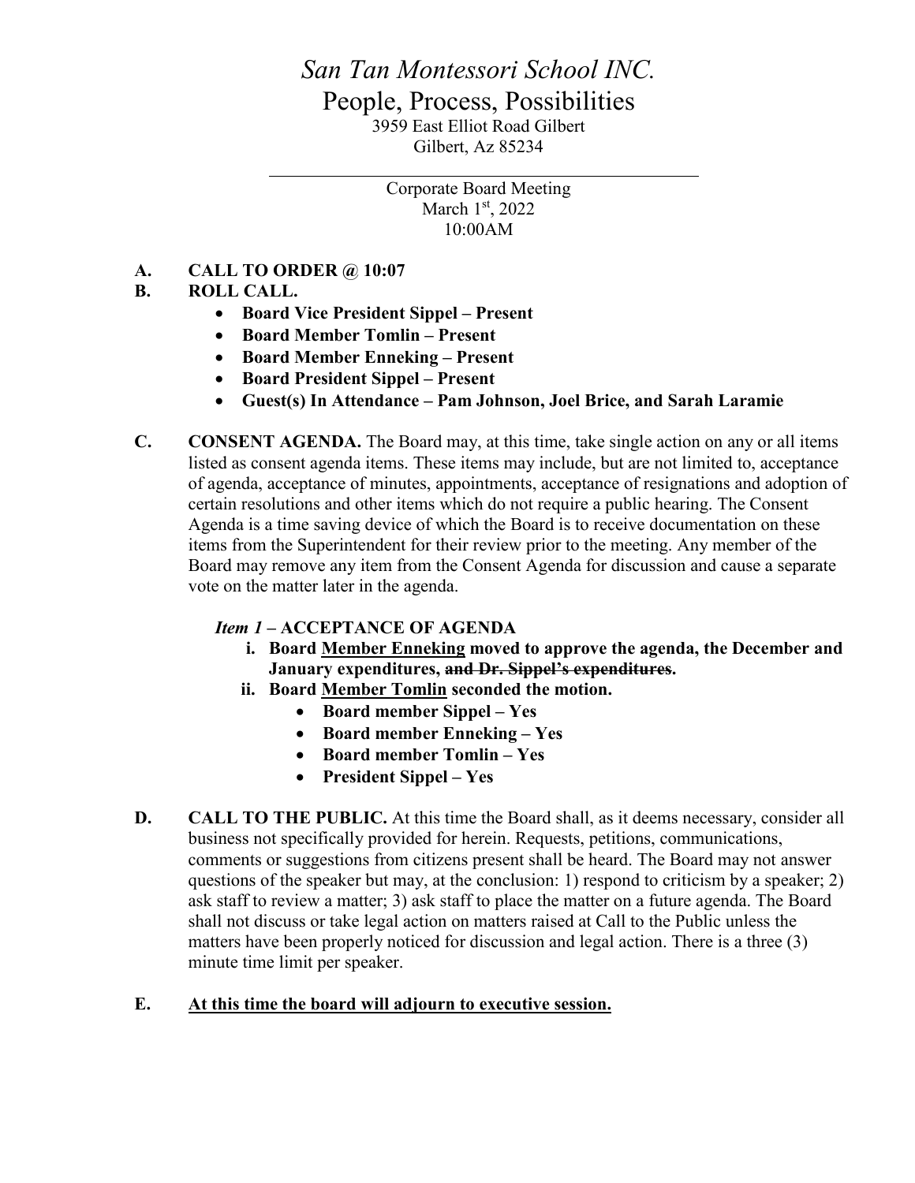# *San Tan Montessori School INC.*

## People, Process, Possibilities

3959 East Elliot Road Gilbert
Gilbert, Az 85234

---

Corporate Board Meeting
March 1st, 2022
10:00AM

**A. CALL TO ORDER @ 10:07**

**B. ROLL CALL.**

- **Board Vice President Sippel – Present**
- **Board Member Tomlin – Present**
- **Board Member Enneking – Present**
- **Board President Sippel – Present**
- **Guest(s) In Attendance – Pam Johnson, Joel Brice, and Sarah Laramie**

**C. CONSENT AGENDA.** The Board may, at this time, take single action on any or all items listed as consent agenda items. These items may include, but are not limited to, acceptance of agenda, acceptance of minutes, appointments, acceptance of resignations and adoption of certain resolutions and other items which do not require a public hearing. The Consent Agenda is a time saving device of which the Board is to receive documentation on these items from the Superintendent for their review prior to the meeting. Any member of the Board may remove any item from the Consent Agenda for discussion and cause a separate vote on the matter later in the agenda.

***Item 1* – ACCEPTANCE OF AGENDA**

i. **Board <u>Member Enneking</u> moved to approve the agenda, the December and January expenditures, ~~and Dr. Sippel's expenditures~~.**

ii. **Board <u>Member Tomlin</u> seconded the motion.**

- **Board member Sippel – Yes**
- **Board member Enneking – Yes**
- **Board member Tomlin – Yes**
- **President Sippel – Yes**

**D. CALL TO THE PUBLIC.** At this time the Board shall, as it deems necessary, consider all business not specifically provided for herein. Requests, petitions, communications, comments or suggestions from citizens present shall be heard. The Board may not answer questions of the speaker but may, at the conclusion: 1) respond to criticism by a speaker; 2) ask staff to review a matter; 3) ask staff to place the matter on a future agenda. The Board shall not discuss or take legal action on matters raised at Call to the Public unless the matters have been properly noticed for discussion and legal action. There is a three (3) minute time limit per speaker.

**E. <u>At this time the board will adjourn to executive session.</u>**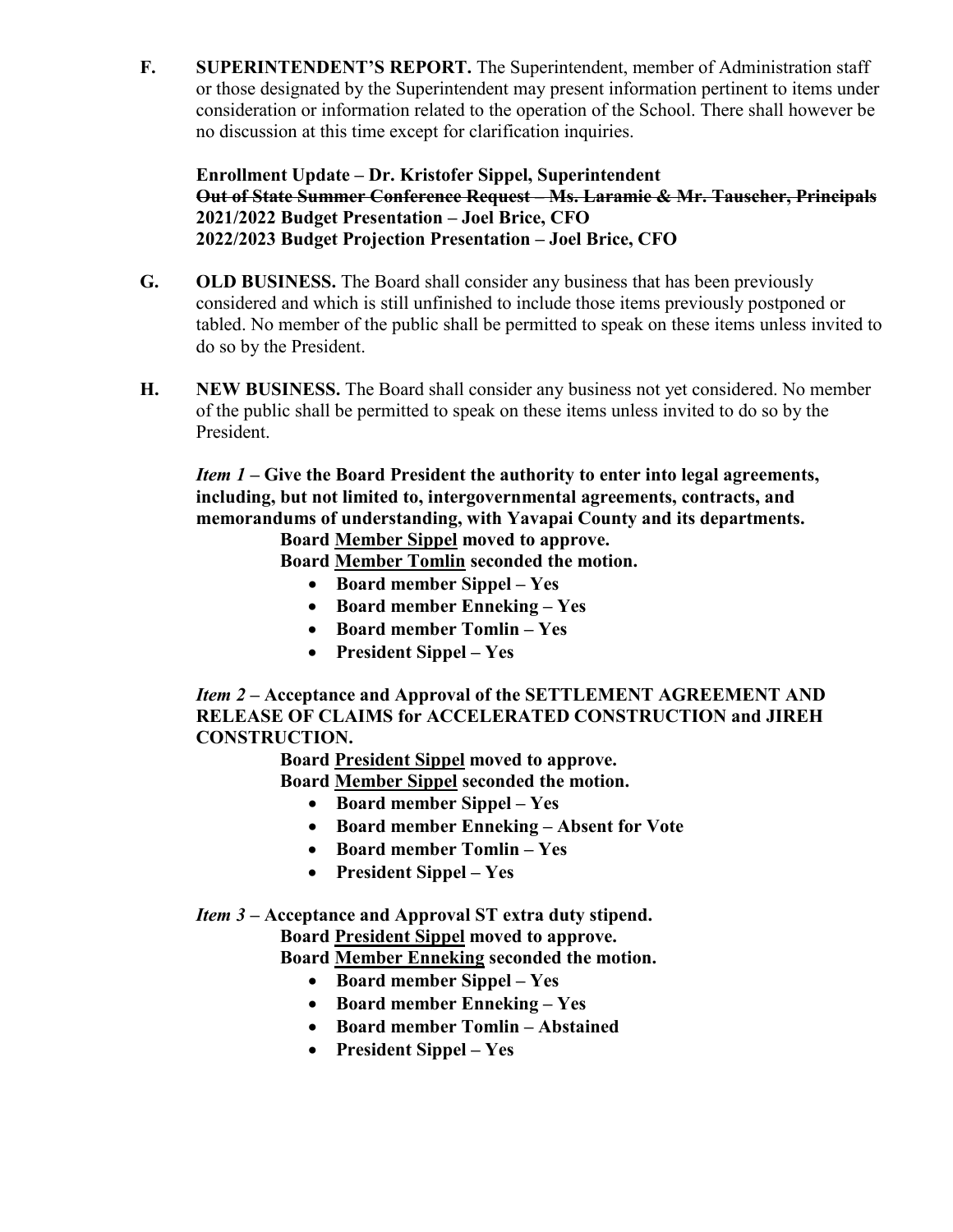**F. SUPERINTENDENT'S REPORT.** The Superintendent, member of Administration staff or those designated by the Superintendent may present information pertinent to items under consideration or information related to the operation of the School. There shall however be no discussion at this time except for clarification inquiries.

**Enrollment Update – Dr. Kristofer Sippel, Superintendent**
~~**Out of State Summer Conference Request – Ms. Laramie & Mr. Tauscher, Principals**~~
**2021/2022 Budget Presentation – Joel Brice, CFO**
**2022/2023 Budget Projection Presentation – Joel Brice, CFO**

**G. OLD BUSINESS.** The Board shall consider any business that has been previously considered and which is still unfinished to include those items previously postponed or tabled. No member of the public shall be permitted to speak on these items unless invited to do so by the President.

**H. NEW BUSINESS.** The Board shall consider any business not yet considered. No member of the public shall be permitted to speak on these items unless invited to do so by the President.

***Item 1* – Give the Board President the authority to enter into legal agreements, including, but not limited to, intergovernmental agreements, contracts, and memorandums of understanding, with Yavapai County and its departments.**

**Board Member Sippel moved to approve.**
**Board Member Tomlin seconded the motion.**

- **Board member Sippel – Yes**
- **Board member Enneking – Yes**
- **Board member Tomlin – Yes**
- **President Sippel – Yes**

***Item 2* – Acceptance and Approval of the SETTLEMENT AGREEMENT AND RELEASE OF CLAIMS for ACCELERATED CONSTRUCTION and JIREH CONSTRUCTION.**

**Board President Sippel moved to approve.**
**Board Member Sippel seconded the motion.**

- **Board member Sippel – Yes**
- **Board member Enneking – Absent for Vote**
- **Board member Tomlin – Yes**
- **President Sippel – Yes**

***Item 3* – Acceptance and Approval ST extra duty stipend.**

**Board President Sippel moved to approve.**
**Board Member Enneking seconded the motion.**

- **Board member Sippel – Yes**
- **Board member Enneking – Yes**
- **Board member Tomlin – Abstained**
- **President Sippel – Yes**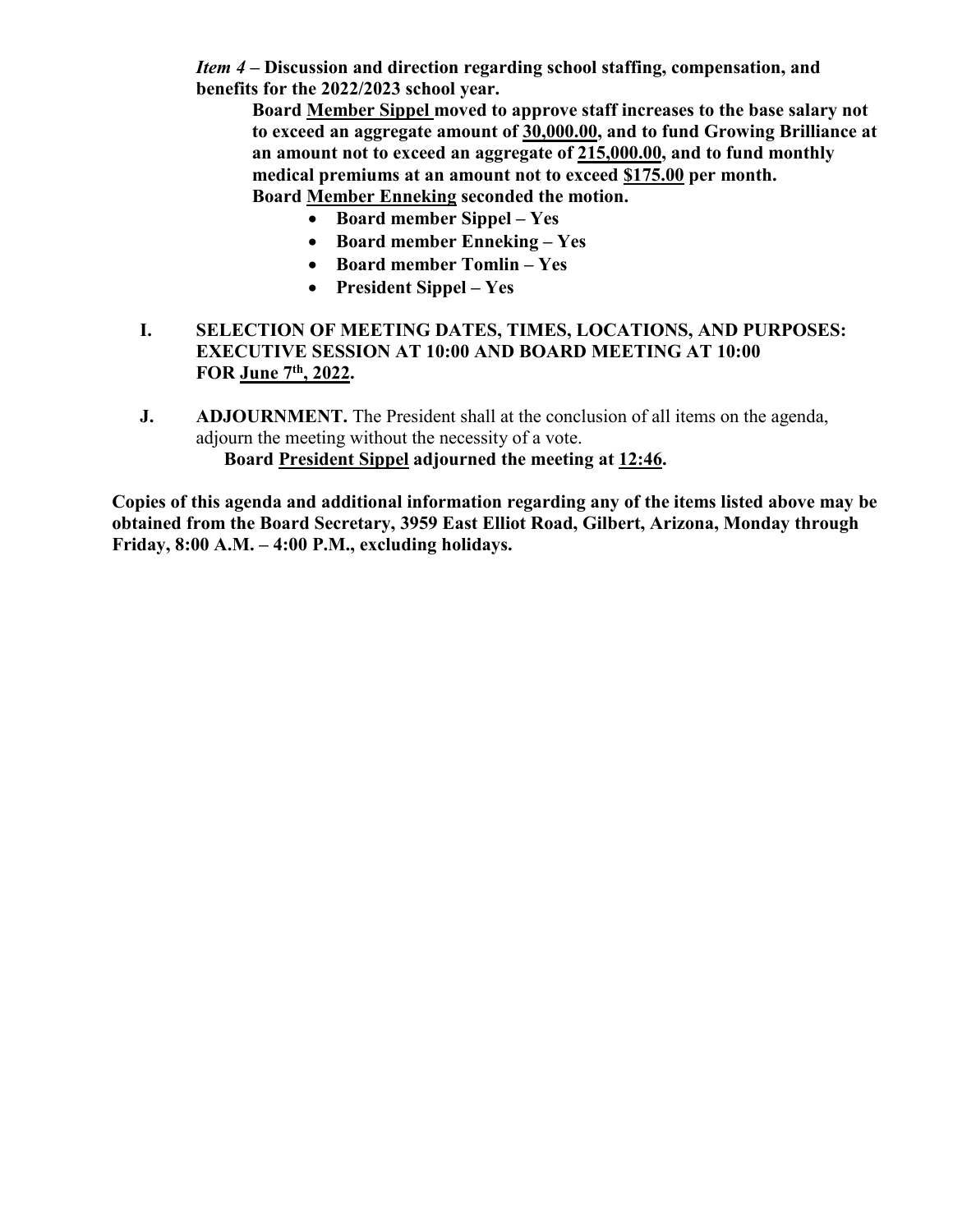*Item 4* **– Discussion and direction regarding school staffing, compensation, and benefits for the 2022/2023 school year.**

**Board Member Sippel moved to approve staff increases to the base salary not to exceed an aggregate amount of 30,000.00, and to fund Growing Brilliance at an amount not to exceed an aggregate of 215,000.00, and to fund monthly medical premiums at an amount not to exceed $175.00 per month.**

**Board Member Enneking seconded the motion.**

- **Board member Sippel – Yes**
- **Board member Enneking – Yes**
- **Board member Tomlin – Yes**
- **President Sippel – Yes**

**I. SELECTION OF MEETING DATES, TIMES, LOCATIONS, AND PURPOSES: EXECUTIVE SESSION AT 10:00 AND BOARD MEETING AT 10:00 FOR June 7th, 2022.**

**J. ADJOURNMENT.** The President shall at the conclusion of all items on the agenda, adjourn the meeting without the necessity of a vote.

**Board President Sippel adjourned the meeting at 12:46.**

**Copies of this agenda and additional information regarding any of the items listed above may be obtained from the Board Secretary, 3959 East Elliot Road, Gilbert, Arizona, Monday through Friday, 8:00 A.M. – 4:00 P.M., excluding holidays.**